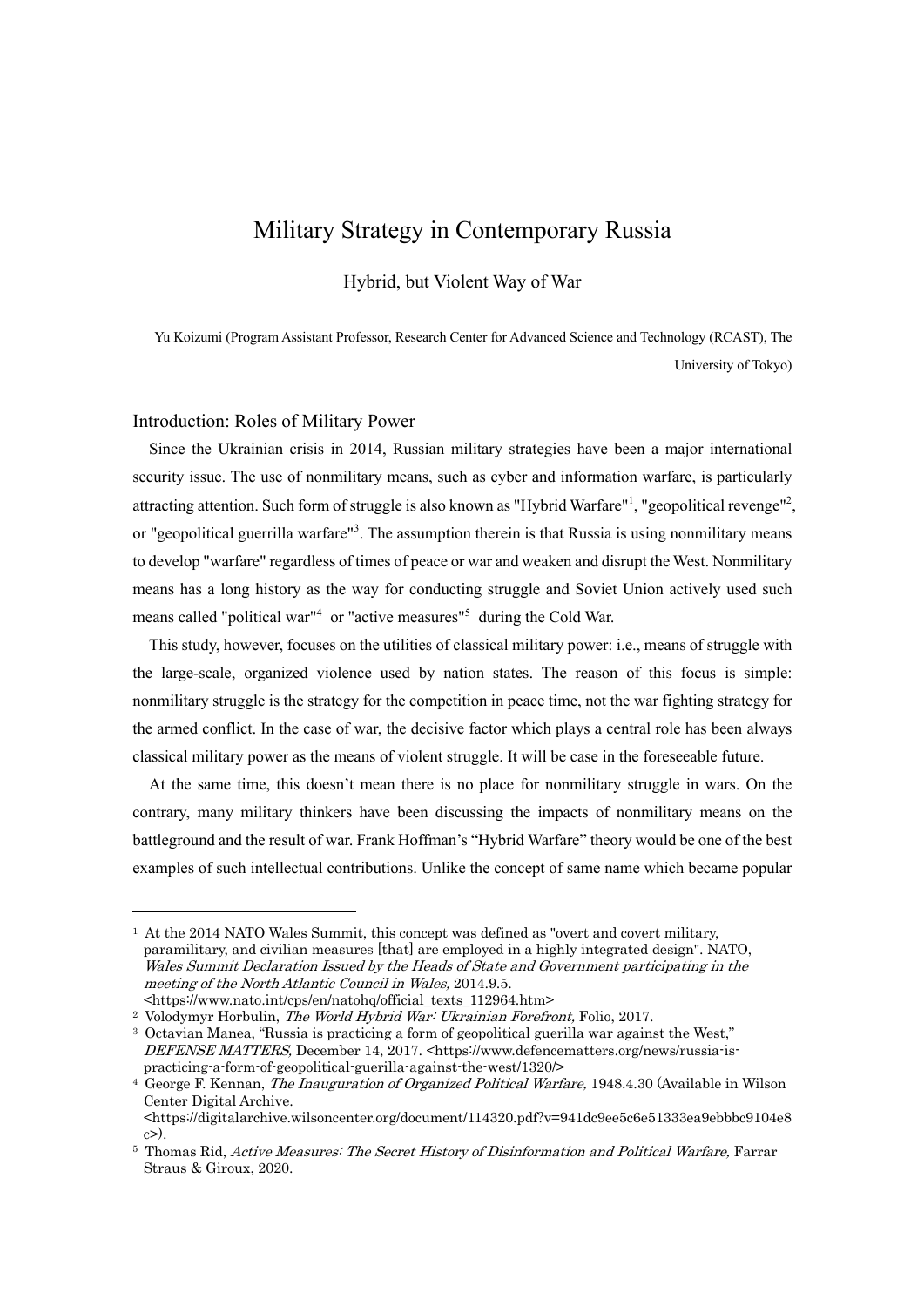# Military Strategy in Contemporary Russia

## Hybrid, but Violent Way of War

Yu Koizumi (Program Assistant Professor, Research Center for Advanced Science and Technology (RCAST), The University of Tokyo)

### Introduction: Roles of Military Power

Since the Ukrainian crisis in 2014, Russian military strategies have been a major international security issue. The use of nonmilitary means, such as cyber and information warfare, is particularly attracting attention. Such form of struggle is also known as "Hybrid Warfare"[1], "geopolitical revenge"[2], or "geopolitical guerrilla warfare"[3]. The assumption therein is that Russia is using nonmilitary means to develop "warfare" regardless of times of peace or war and weaken and disrupt the West. Nonmilitary means has a long history as the way for conducting struggle and Soviet Union actively used such means called "political war"[4] or "active measures"[5] during the Cold War.

This study, however, focuses on the utilities of classical military power: i.e., means of struggle with the large-scale, organized violence used by nation states. The reason of this focus is simple: nonmilitary struggle is the strategy for the competition in peace time, not the war fighting strategy for the armed conflict. In the case of war, the decisive factor which plays a central role has been always classical military power as the means of violent struggle. It will be case in the foreseeable future.

At the same time, this doesn't mean there is no place for nonmilitary struggle in wars. On the contrary, many military thinkers have been discussing the impacts of nonmilitary means on the battleground and the result of war. Frank Hoffman's "Hybrid Warfare" theory would be one of the best examples of such intellectual contributions. Unlike the concept of same name which became popular

---

[1] At the 2014 NATO Wales Summit, this concept was defined as "overt and covert military, paramilitary, and civilian measures [that] are employed in a highly integrated design". NATO, *Wales Summit Declaration Issued by the Heads of State and Government participating in the meeting of the North Atlantic Council in Wales,* 2014.9.5. <https://www.nato.int/cps/en/natohq/official_texts_112964.htm>

[2] Volodymyr Horbulin, *The World Hybrid War: Ukrainian Forefront,* Folio, 2017.

[3] Octavian Manea, "Russia is practicing a form of geopolitical guerilla war against the West," *DEFENSE MATTERS,* December 14, 2017. <https://www.defencematters.org/news/russia-is-practicing-a-form-of-geopolitical-guerilla-against-the-west/1320/>

[4] George F. Kennan, *The Inauguration of Organized Political Warfare,* 1948.4.30 (Available in Wilson Center Digital Archive. <https://digitalarchive.wilsoncenter.org/document/114320.pdf?v=941dc9ee5c6e51333ea9ebbbc9104e8c>).

[5] Thomas Rid, *Active Measures: The Secret History of Disinformation and Political Warfare,* Farrar Straus & Giroux, 2020.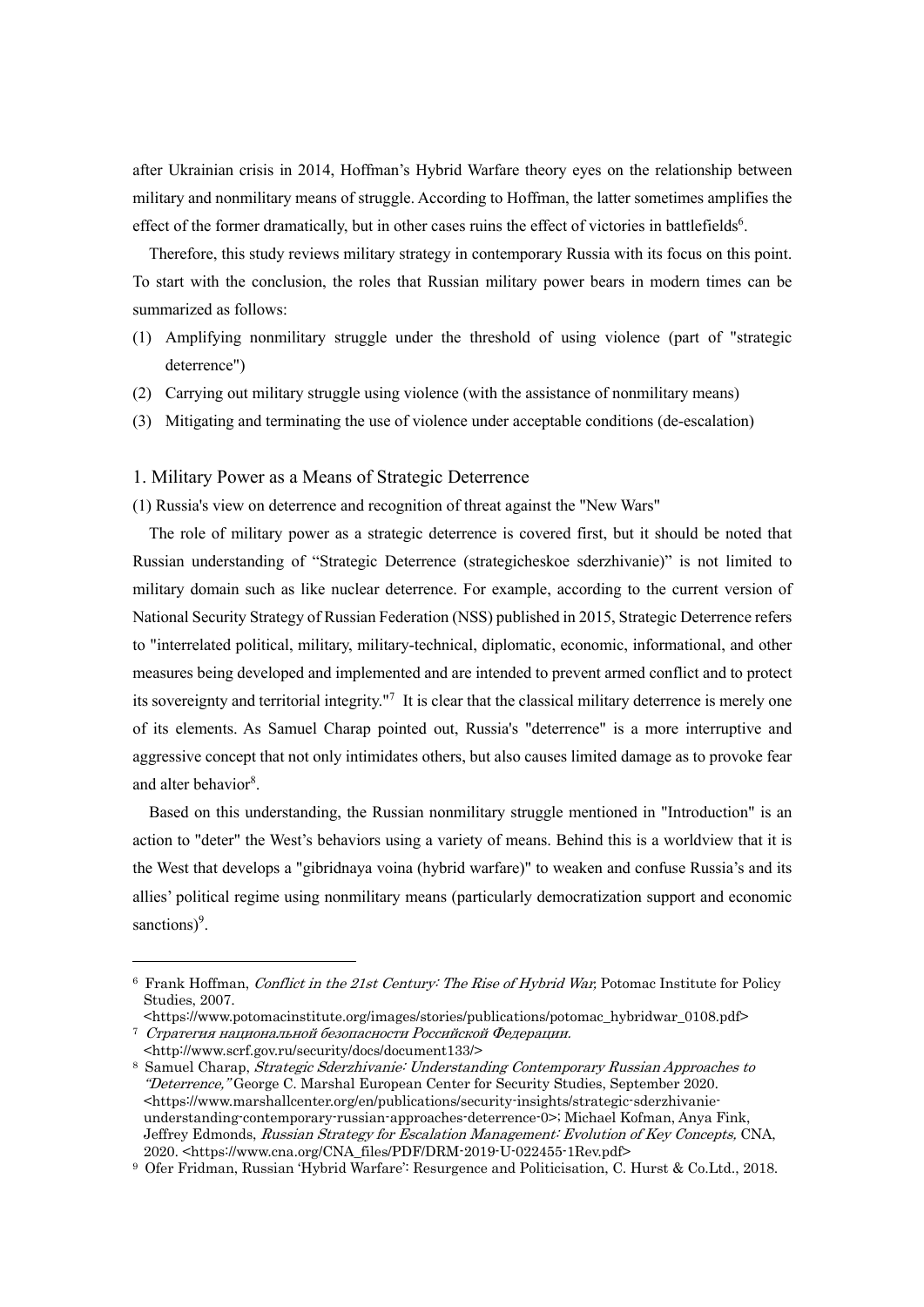after Ukrainian crisis in 2014, Hoffman's Hybrid Warfare theory eyes on the relationship between military and nonmilitary means of struggle. According to Hoffman, the latter sometimes amplifies the effect of the former dramatically, but in other cases ruins the effect of victories in battlefields[6].

Therefore, this study reviews military strategy in contemporary Russia with its focus on this point. To start with the conclusion, the roles that Russian military power bears in modern times can be summarized as follows:

(1) Amplifying nonmilitary struggle under the threshold of using violence (part of "strategic deterrence")
(2) Carrying out military struggle using violence (with the assistance of nonmilitary means)
(3) Mitigating and terminating the use of violence under acceptable conditions (de-escalation)

## 1. Military Power as a Means of Strategic Deterrence

### (1) Russia's view on deterrence and recognition of threat against the "New Wars"

The role of military power as a strategic deterrence is covered first, but it should be noted that Russian understanding of "Strategic Deterrence (strategicheskoe sderzhivanie)" is not limited to military domain such as like nuclear deterrence. For example, according to the current version of National Security Strategy of Russian Federation (NSS) published in 2015, Strategic Deterrence refers to "interrelated political, military, military-technical, diplomatic, economic, informational, and other measures being developed and implemented and are intended to prevent armed conflict and to protect its sovereignty and territorial integrity."[7] It is clear that the classical military deterrence is merely one of its elements. As Samuel Charap pointed out, Russia's "deterrence" is a more interruptive and aggressive concept that not only intimidates others, but also causes limited damage as to provoke fear and alter behavior[8].

Based on this understanding, the Russian nonmilitary struggle mentioned in "Introduction" is an action to "deter" the West's behaviors using a variety of means. Behind this is a worldview that it is the West that develops a "gibridnaya voina (hybrid warfare)" to weaken and confuse Russia's and its allies' political regime using nonmilitary means (particularly democratization support and economic sanctions)[9].

---

[6] Frank Hoffman, *Conflict in the 21st Century: The Rise of Hybrid War,* Potomac Institute for Policy Studies, 2007. <https://www.potomacinstitute.org/images/stories/publications/potomac_hybridwar_0108.pdf>

[7] *Стратегия национальной безопасности Российской Федерации.* <http://www.scrf.gov.ru/security/docs/document133/>

[8] Samuel Charap, *Strategic Sderzhivanie: Understanding Contemporary Russian Approaches to "Deterrence,"* George C. Marshal European Center for Security Studies, September 2020. <https://www.marshallcenter.org/en/publications/security-insights/strategic-sderzhivanie-understanding-contemporary-russian-approaches-deterrence-0>; Michael Kofman, Anya Fink, Jeffrey Edmonds, *Russian Strategy for Escalation Management: Evolution of Key Concepts,* CNA, 2020. <https://www.cna.org/CNA_files/PDF/DRM-2019-U-022455-1Rev.pdf>

[9] Ofer Fridman, Russian 'Hybrid Warfare': Resurgence and Politicisation, C. Hurst & Co.Ltd., 2018.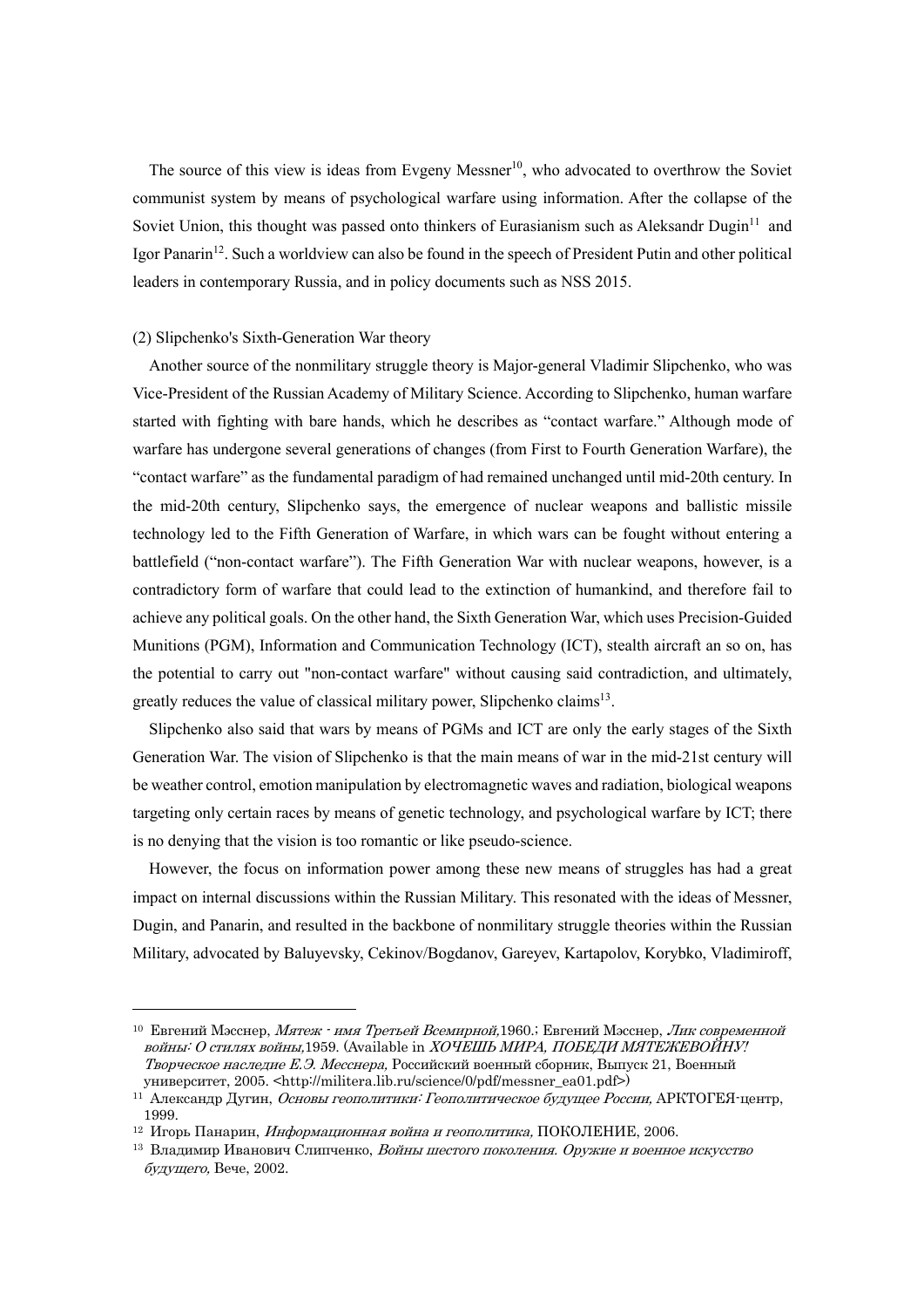The source of this view is ideas from Evgeny Messner[10], who advocated to overthrow the Soviet communist system by means of psychological warfare using information. After the collapse of the Soviet Union, this thought was passed onto thinkers of Eurasianism such as Aleksandr Dugin[11] and Igor Panarin[12]. Such a worldview can also be found in the speech of President Putin and other political leaders in contemporary Russia, and in policy documents such as NSS 2015.

(2) Slipchenko's Sixth-Generation War theory

Another source of the nonmilitary struggle theory is Major-general Vladimir Slipchenko, who was Vice-President of the Russian Academy of Military Science. According to Slipchenko, human warfare started with fighting with bare hands, which he describes as "contact warfare." Although mode of warfare has undergone several generations of changes (from First to Fourth Generation Warfare), the "contact warfare" as the fundamental paradigm of had remained unchanged until mid-20th century. In the mid-20th century, Slipchenko says, the emergence of nuclear weapons and ballistic missile technology led to the Fifth Generation of Warfare, in which wars can be fought without entering a battlefield ("non-contact warfare"). The Fifth Generation War with nuclear weapons, however, is a contradictory form of warfare that could lead to the extinction of humankind, and therefore fail to achieve any political goals. On the other hand, the Sixth Generation War, which uses Precision-Guided Munitions (PGM), Information and Communication Technology (ICT), stealth aircraft an so on, has the potential to carry out "non-contact warfare" without causing said contradiction, and ultimately, greatly reduces the value of classical military power, Slipchenko claims[13].

Slipchenko also said that wars by means of PGMs and ICT are only the early stages of the Sixth Generation War. The vision of Slipchenko is that the main means of war in the mid-21st century will be weather control, emotion manipulation by electromagnetic waves and radiation, biological weapons targeting only certain races by means of genetic technology, and psychological warfare by ICT; there is no denying that the vision is too romantic or like pseudo-science.

However, the focus on information power among these new means of struggles has had a great impact on internal discussions within the Russian Military. This resonated with the ideas of Messner, Dugin, and Panarin, and resulted in the backbone of nonmilitary struggle theories within the Russian Military, advocated by Baluyevsky, Cekinov/Bogdanov, Gareyev, Kartapolov, Korybko, Vladimiroff,

---

[10] Евгений Мэсснер, *Мятеж - имя Третьей Всемирной,*1960.; Евгений Мэсснер, *Лик современной войны: О стилях войны,*1959. (Available in *ХОЧЕШЬ МИРА, ПОБЕДИ МЯТЕЖЕВОЙНУ! Творческое наследие Е.Э. Месснера,* Российский военный сборник, Выпуск 21, Военный университет, 2005. <http://militera.lib.ru/science/0/pdf/messner_ea01.pdf>)

[11] Александр Дугин, *Основы геополитики: Геополитическое будущее России,* АРКТОГЕЯ-центр, 1999.

[12] Игорь Панарин, *Информационная война и геополитика,* ПОКОЛЕНИЕ, 2006.

[13] Владимир Иванович Слипченко, *Войны шестого поколения. Оружие и военное искусство будущего,* Вече, 2002.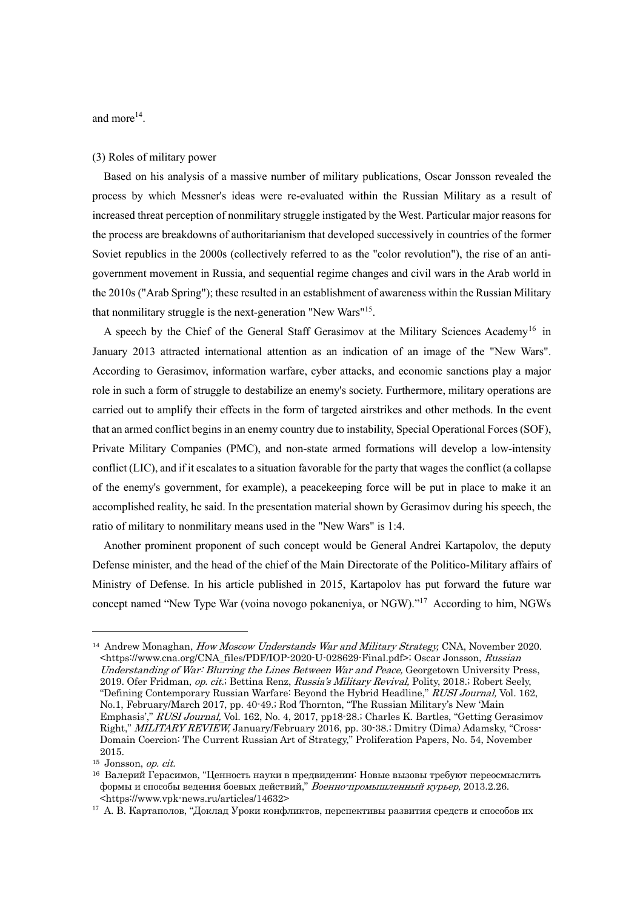and more[14].

(3) Roles of military power

Based on his analysis of a massive number of military publications, Oscar Jonsson revealed the process by which Messner's ideas were re-evaluated within the Russian Military as a result of increased threat perception of nonmilitary struggle instigated by the West. Particular major reasons for the process are breakdowns of authoritarianism that developed successively in countries of the former Soviet republics in the 2000s (collectively referred to as the "color revolution"), the rise of an anti-government movement in Russia, and sequential regime changes and civil wars in the Arab world in the 2010s ("Arab Spring"); these resulted in an establishment of awareness within the Russian Military that nonmilitary struggle is the next-generation "New Wars"[15].

A speech by the Chief of the General Staff Gerasimov at the Military Sciences Academy[16] in January 2013 attracted international attention as an indication of an image of the "New Wars". According to Gerasimov, information warfare, cyber attacks, and economic sanctions play a major role in such a form of struggle to destabilize an enemy's society. Furthermore, military operations are carried out to amplify their effects in the form of targeted airstrikes and other methods. In the event that an armed conflict begins in an enemy country due to instability, Special Operational Forces (SOF), Private Military Companies (PMC), and non-state armed formations will develop a low-intensity conflict (LIC), and if it escalates to a situation favorable for the party that wages the conflict (a collapse of the enemy's government, for example), a peacekeeping force will be put in place to make it an accomplished reality, he said. In the presentation material shown by Gerasimov during his speech, the ratio of military to nonmilitary means used in the "New Wars" is 1:4.

Another prominent proponent of such concept would be General Andrei Kartapolov, the deputy Defense minister, and the head of the chief of the Main Directorate of the Politico-Military affairs of Ministry of Defense. In his article published in 2015, Kartapolov has put forward the future war concept named "New Type War (voina novogo pokaneniya, or NGW)."[17] According to him, NGWs

---

[14] Andrew Monaghan, *How Moscow Understands War and Military Strategy,* CNA, November 2020. <https://www.cna.org/CNA_files/PDF/IOP-2020-U-028629-Final.pdf>; Oscar Jonsson, *Russian Understanding of War: Blurring the Lines Between War and Peace,* Georgetown University Press, 2019. Ofer Fridman, *op. cit.*; Bettina Renz, *Russia's Military Revival,* Polity, 2018.; Robert Seely, "Defining Contemporary Russian Warfare: Beyond the Hybrid Headline," *RUSI Journal,* Vol. 162, No.1, February/March 2017, pp. 40-49.; Rod Thornton, "The Russian Military's New 'Main Emphasis'," *RUSI Journal,* Vol. 162, No. 4, 2017, pp18-28.; Charles K. Bartles, "Getting Gerasimov Right," *MILITARY REVIEW,* January/February 2016, pp. 30-38.; Dmitry (Dima) Adamsky, "Cross-Domain Coercion: The Current Russian Art of Strategy," Proliferation Papers, No. 54, November 2015.

[15] Jonsson, *op. cit.*

[16] Валерий Герасимов, "Ценность науки в предвидении: Новые вызовы требуют переосмыслить формы и способы ведения боевых действий," *Военно-промышленный курьер,* 2013.2.26. <https://www.vpk-news.ru/articles/14632>

[17] А. В. Картаполов, "Доклад Уроки конфликтов, перспективы развития средств и способов их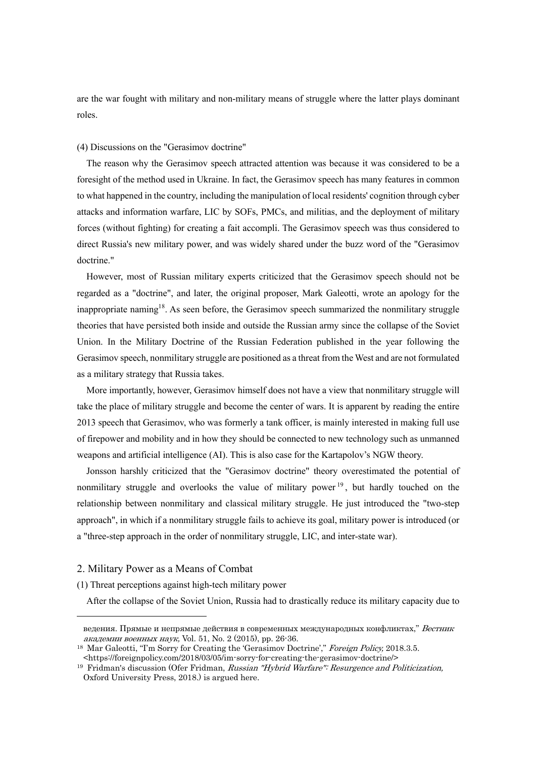are the war fought with military and non-military means of struggle where the latter plays dominant roles.

(4) Discussions on the "Gerasimov doctrine"

The reason why the Gerasimov speech attracted attention was because it was considered to be a foresight of the method used in Ukraine. In fact, the Gerasimov speech has many features in common to what happened in the country, including the manipulation of local residents' cognition through cyber attacks and information warfare, LIC by SOFs, PMCs, and militias, and the deployment of military forces (without fighting) for creating a fait accompli. The Gerasimov speech was thus considered to direct Russia's new military power, and was widely shared under the buzz word of the "Gerasimov doctrine."

However, most of Russian military experts criticized that the Gerasimov speech should not be regarded as a "doctrine", and later, the original proposer, Mark Galeotti, wrote an apology for the inappropriate naming[18]. As seen before, the Gerasimov speech summarized the nonmilitary struggle theories that have persisted both inside and outside the Russian army since the collapse of the Soviet Union. In the Military Doctrine of the Russian Federation published in the year following the Gerasimov speech, nonmilitary struggle are positioned as a threat from the West and are not formulated as a military strategy that Russia takes.

More importantly, however, Gerasimov himself does not have a view that nonmilitary struggle will take the place of military struggle and become the center of wars. It is apparent by reading the entire 2013 speech that Gerasimov, who was formerly a tank officer, is mainly interested in making full use of firepower and mobility and in how they should be connected to new technology such as unmanned weapons and artificial intelligence (AI). This is also case for the Kartapolov's NGW theory.

Jonsson harshly criticized that the "Gerasimov doctrine" theory overestimated the potential of nonmilitary struggle and overlooks the value of military power[19], but hardly touched on the relationship between nonmilitary and classical military struggle. He just introduced the "two-step approach", in which if a nonmilitary struggle fails to achieve its goal, military power is introduced (or a "three-step approach in the order of nonmilitary struggle, LIC, and inter-state war).

## 2. Military Power as a Means of Combat

(1) Threat perceptions against high-tech military power

After the collapse of the Soviet Union, Russia had to drastically reduce its military capacity due to

---

ведения. Прямые и непрямые действия в современных международных конфликтах," *Вестник академии военных наук,* Vol. 51, No. 2 (2015), pp. 26-36.

[18] Mar Galeotti, "I'm Sorry for Creating the 'Gerasimov Doctrine'," *Foreign Policy,* 2018.3.5. <https://foreignpolicy.com/2018/03/05/im-sorry-for-creating-the-gerasimov-doctrine/>

[19] Fridman's discussion (Ofer Fridman, *Russian "Hybrid Warfare": Resurgence and Politicization,* Oxford University Press, 2018.) is argued here.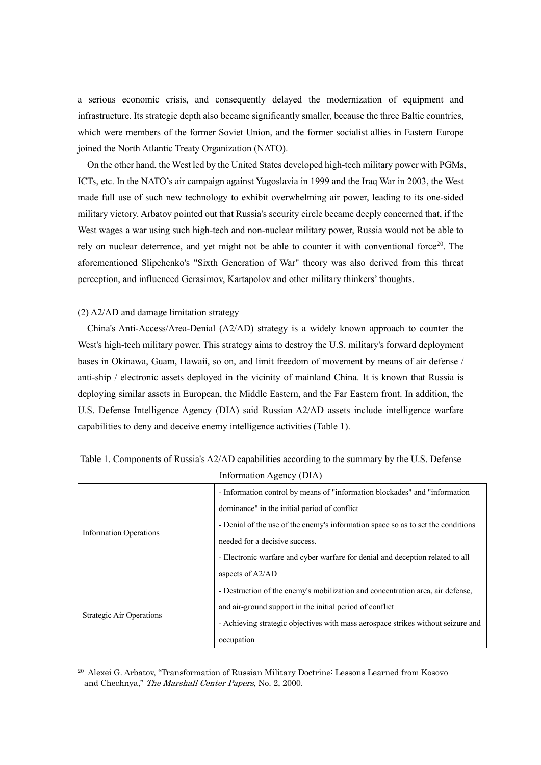a serious economic crisis, and consequently delayed the modernization of equipment and infrastructure. Its strategic depth also became significantly smaller, because the three Baltic countries, which were members of the former Soviet Union, and the former socialist allies in Eastern Europe joined the North Atlantic Treaty Organization (NATO).

On the other hand, the West led by the United States developed high-tech military power with PGMs, ICTs, etc. In the NATO's air campaign against Yugoslavia in 1999 and the Iraq War in 2003, the West made full use of such new technology to exhibit overwhelming air power, leading to its one-sided military victory. Arbatov pointed out that Russia's security circle became deeply concerned that, if the West wages a war using such high-tech and non-nuclear military power, Russia would not be able to rely on nuclear deterrence, and yet might not be able to counter it with conventional force[20]. The aforementioned Slipchenko's "Sixth Generation of War" theory was also derived from this threat perception, and influenced Gerasimov, Kartapolov and other military thinkers' thoughts.

(2) A2/AD and damage limitation strategy

China's Anti-Access/Area-Denial (A2/AD) strategy is a widely known approach to counter the West's high-tech military power. This strategy aims to destroy the U.S. military's forward deployment bases in Okinawa, Guam, Hawaii, so on, and limit freedom of movement by means of air defense / anti-ship / electronic assets deployed in the vicinity of mainland China. It is known that Russia is deploying similar assets in European, the Middle Eastern, and the Far Eastern front. In addition, the U.S. Defense Intelligence Agency (DIA) said Russian A2/AD assets include intelligence warfare capabilities to deny and deceive enemy intelligence activities (Table 1).

Table 1. Components of Russia's A2/AD capabilities according to the summary by the U.S. Defense Information Agency (DIA)

| | |
|---|---|
| Information Operations | - Information control by means of "information blockades" and "information dominance" in the initial period of conflict<br>- Denial of the use of the enemy's information space so as to set the conditions needed for a decisive success.<br>- Electronic warfare and cyber warfare for denial and deception related to all aspects of A2/AD |
| Strategic Air Operations | - Destruction of the enemy's mobilization and concentration area, air defense, and air-ground support in the initial period of conflict<br>- Achieving strategic objectives with mass aerospace strikes without seizure and occupation |

[20] Alexei G. Arbatov, "Transformation of Russian Military Doctrine: Lessons Learned from Kosovo and Chechnya," *The Marshall Center Papers,* No. 2, 2000.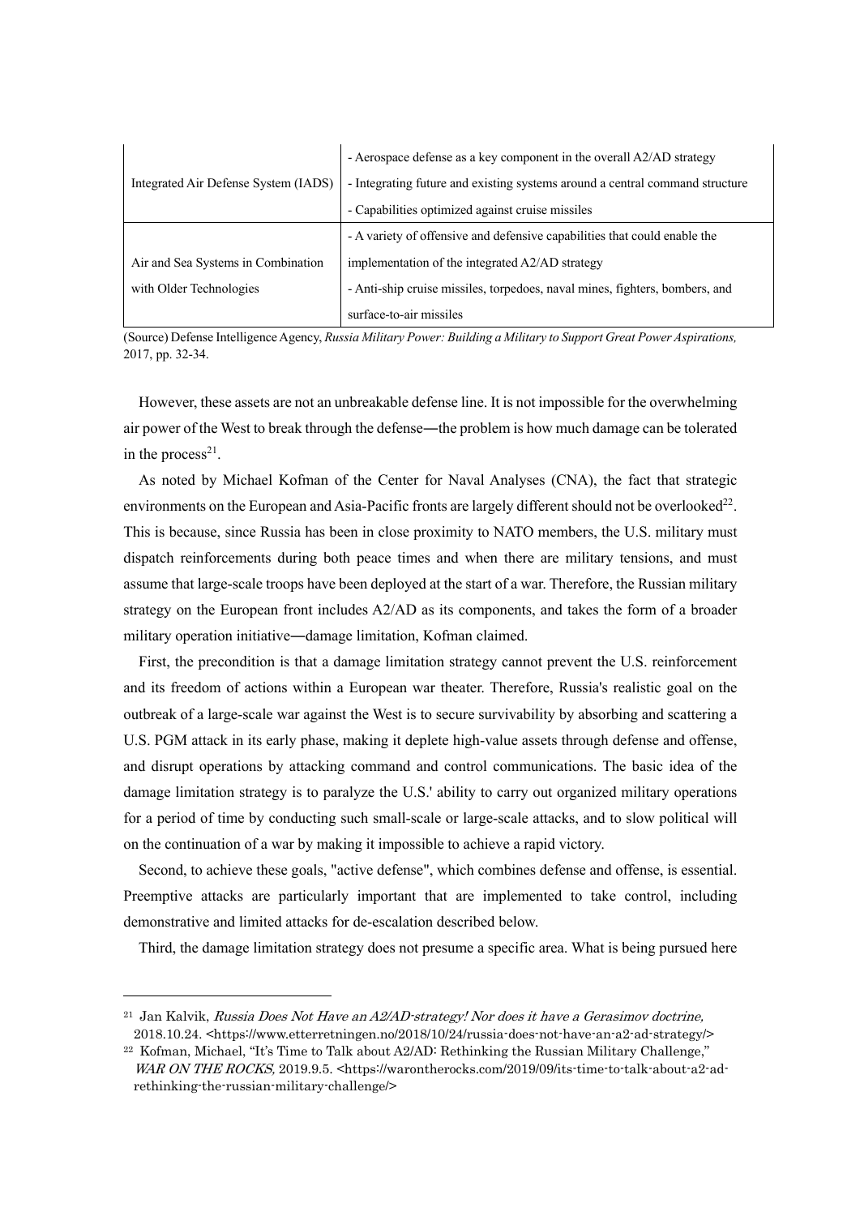| | |
|---|---|
| Integrated Air Defense System (IADS) | - Aerospace defense as a key component in the overall A2/AD strategy<br>- Integrating future and existing systems around a central command structure<br>- Capabilities optimized against cruise missiles |
| Air and Sea Systems in Combination with Older Technologies | - A variety of offensive and defensive capabilities that could enable the implementation of the integrated A2/AD strategy<br>- Anti-ship cruise missiles, torpedoes, naval mines, fighters, bombers, and surface-to-air missiles |

(Source) Defense Intelligence Agency, *Russia Military Power: Building a Military to Support Great Power Aspirations,* 2017, pp. 32-34.

However, these assets are not an unbreakable defense line. It is not impossible for the overwhelming air power of the West to break through the defense―the problem is how much damage can be tolerated in the process[21].

As noted by Michael Kofman of the Center for Naval Analyses (CNA), the fact that strategic environments on the European and Asia-Pacific fronts are largely different should not be overlooked[22]. This is because, since Russia has been in close proximity to NATO members, the U.S. military must dispatch reinforcements during both peace times and when there are military tensions, and must assume that large-scale troops have been deployed at the start of a war. Therefore, the Russian military strategy on the European front includes A2/AD as its components, and takes the form of a broader military operation initiative―damage limitation, Kofman claimed.

First, the precondition is that a damage limitation strategy cannot prevent the U.S. reinforcement and its freedom of actions within a European war theater. Therefore, Russia's realistic goal on the outbreak of a large-scale war against the West is to secure survivability by absorbing and scattering a U.S. PGM attack in its early phase, making it deplete high-value assets through defense and offense, and disrupt operations by attacking command and control communications. The basic idea of the damage limitation strategy is to paralyze the U.S.' ability to carry out organized military operations for a period of time by conducting such small-scale or large-scale attacks, and to slow political will on the continuation of a war by making it impossible to achieve a rapid victory.

Second, to achieve these goals, "active defense", which combines defense and offense, is essential. Preemptive attacks are particularly important that are implemented to take control, including demonstrative and limited attacks for de-escalation described below.

Third, the damage limitation strategy does not presume a specific area. What is being pursued here

---

[21] Jan Kalvik, *Russia Does Not Have an A2/AD-strategy! Nor does it have a Gerasimov doctrine,* 2018.10.24. <https://www.etterretningen.no/2018/10/24/russia-does-not-have-an-a2-ad-strategy/>

[22] Kofman, Michael, "It's Time to Talk about A2/AD: Rethinking the Russian Military Challenge," *WAR ON THE ROCKS,* 2019.9.5. <https://warontherocks.com/2019/09/its-time-to-talk-about-a2-ad-rethinking-the-russian-military-challenge/>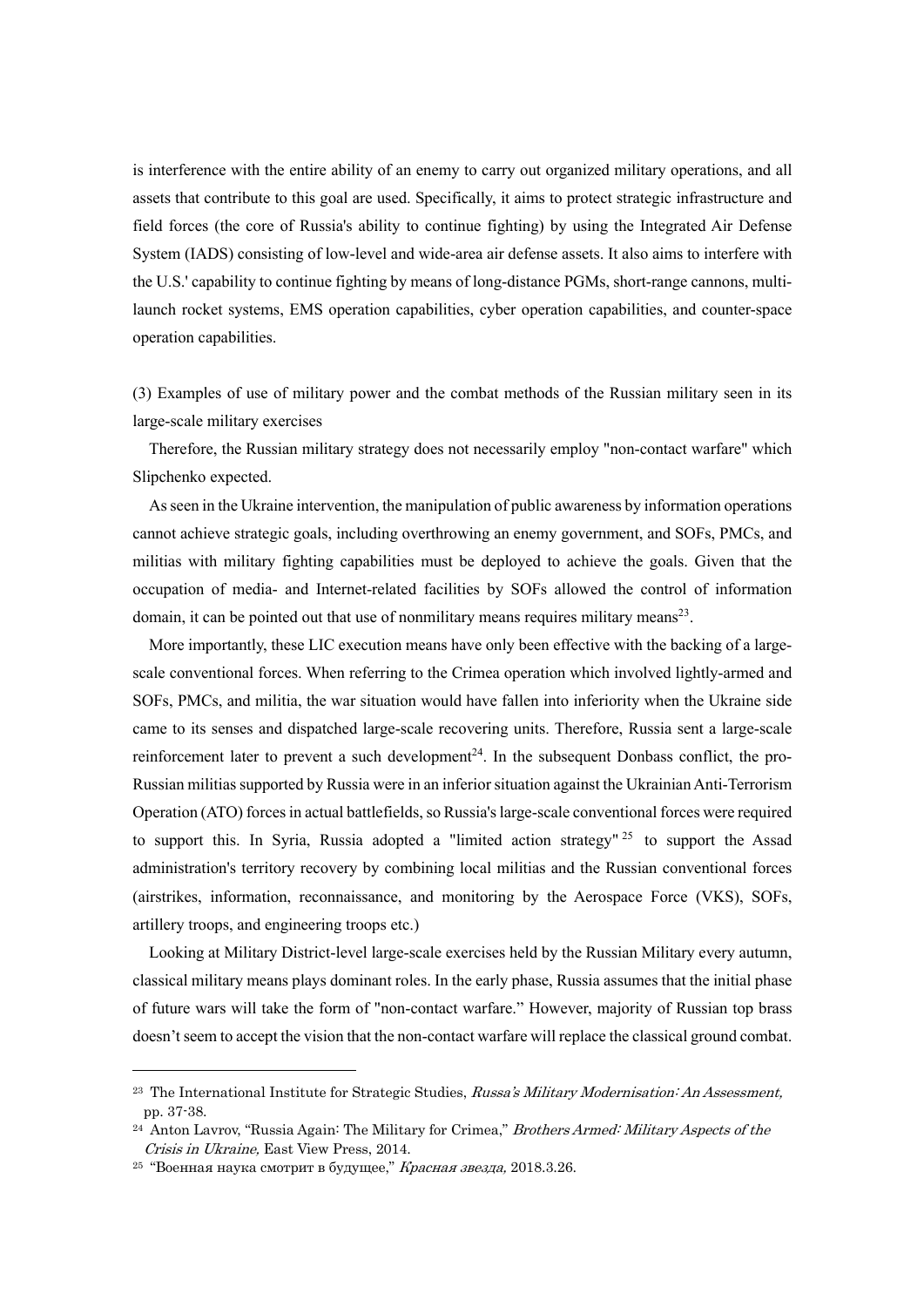is interference with the entire ability of an enemy to carry out organized military operations, and all assets that contribute to this goal are used. Specifically, it aims to protect strategic infrastructure and field forces (the core of Russia's ability to continue fighting) by using the Integrated Air Defense System (IADS) consisting of low-level and wide-area air defense assets. It also aims to interfere with the U.S.' capability to continue fighting by means of long-distance PGMs, short-range cannons, multi-launch rocket systems, EMS operation capabilities, cyber operation capabilities, and counter-space operation capabilities.

(3) Examples of use of military power and the combat methods of the Russian military seen in its large-scale military exercises

Therefore, the Russian military strategy does not necessarily employ "non-contact warfare" which Slipchenko expected.

As seen in the Ukraine intervention, the manipulation of public awareness by information operations cannot achieve strategic goals, including overthrowing an enemy government, and SOFs, PMCs, and militias with military fighting capabilities must be deployed to achieve the goals. Given that the occupation of media- and Internet-related facilities by SOFs allowed the control of information domain, it can be pointed out that use of nonmilitary means requires military means[23].

More importantly, these LIC execution means have only been effective with the backing of a large-scale conventional forces. When referring to the Crimea operation which involved lightly-armed and SOFs, PMCs, and militia, the war situation would have fallen into inferiority when the Ukraine side came to its senses and dispatched large-scale recovering units. Therefore, Russia sent a large-scale reinforcement later to prevent a such development[24]. In the subsequent Donbass conflict, the pro-Russian militias supported by Russia were in an inferior situation against the Ukrainian Anti-Terrorism Operation (ATO) forces in actual battlefields, so Russia's large-scale conventional forces were required to support this. In Syria, Russia adopted a "limited action strategy"[25] to support the Assad administration's territory recovery by combining local militias and the Russian conventional forces (airstrikes, information, reconnaissance, and monitoring by the Aerospace Force (VKS), SOFs, artillery troops, and engineering troops etc.)

Looking at Military District-level large-scale exercises held by the Russian Military every autumn, classical military means plays dominant roles. In the early phase, Russia assumes that the initial phase of future wars will take the form of "non-contact warfare." However, majority of Russian top brass doesn't seem to accept the vision that the non-contact warfare will replace the classical ground combat.

---

[23] The International Institute for Strategic Studies, *Russa's Military Modernisation: An Assessment,* pp. 37-38.

[24] Anton Lavrov, "Russia Again: The Military for Crimea," *Brothers Armed: Military Aspects of the Crisis in Ukraine,* East View Press, 2014.

[25] "Военная наука смотрит в будущее," *Красная звезда,* 2018.3.26.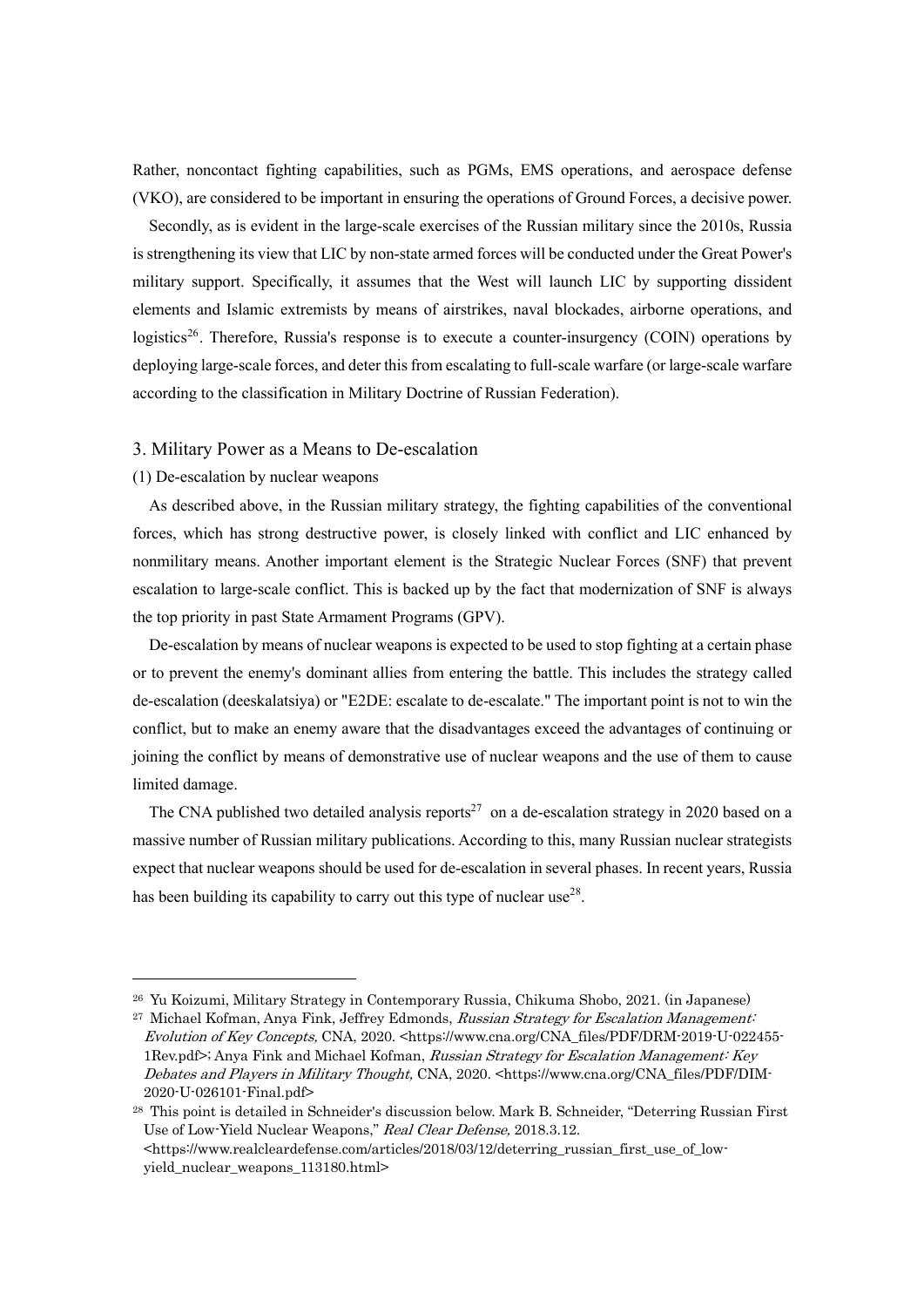Rather, noncontact fighting capabilities, such as PGMs, EMS operations, and aerospace defense (VKO), are considered to be important in ensuring the operations of Ground Forces, a decisive power.

Secondly, as is evident in the large-scale exercises of the Russian military since the 2010s, Russia is strengthening its view that LIC by non-state armed forces will be conducted under the Great Power's military support. Specifically, it assumes that the West will launch LIC by supporting dissident elements and Islamic extremists by means of airstrikes, naval blockades, airborne operations, and logistics[26]. Therefore, Russia's response is to execute a counter-insurgency (COIN) operations by deploying large-scale forces, and deter this from escalating to full-scale warfare (or large-scale warfare according to the classification in Military Doctrine of Russian Federation).

## 3. Military Power as a Means to De-escalation

### (1) De-escalation by nuclear weapons

As described above, in the Russian military strategy, the fighting capabilities of the conventional forces, which has strong destructive power, is closely linked with conflict and LIC enhanced by nonmilitary means. Another important element is the Strategic Nuclear Forces (SNF) that prevent escalation to large-scale conflict. This is backed up by the fact that modernization of SNF is always the top priority in past State Armament Programs (GPV).

De-escalation by means of nuclear weapons is expected to be used to stop fighting at a certain phase or to prevent the enemy's dominant allies from entering the battle. This includes the strategy called de-escalation (deeskalatsiya) or "E2DE: escalate to de-escalate." The important point is not to win the conflict, but to make an enemy aware that the disadvantages exceed the advantages of continuing or joining the conflict by means of demonstrative use of nuclear weapons and the use of them to cause limited damage.

The CNA published two detailed analysis reports[27] on a de-escalation strategy in 2020 based on a massive number of Russian military publications. According to this, many Russian nuclear strategists expect that nuclear weapons should be used for de-escalation in several phases. In recent years, Russia has been building its capability to carry out this type of nuclear use[28].

---

[26] Yu Koizumi, Military Strategy in Contemporary Russia, Chikuma Shobo, 2021. (in Japanese)

[27] Michael Kofman, Anya Fink, Jeffrey Edmonds, *Russian Strategy for Escalation Management: Evolution of Key Concepts,* CNA, 2020. <https://www.cna.org/CNA_files/PDF/DRM-2019-U-022455-1Rev.pdf>; Anya Fink and Michael Kofman, *Russian Strategy for Escalation Management: Key Debates and Players in Military Thought,* CNA, 2020. <https://www.cna.org/CNA_files/PDF/DIM-2020-U-026101-Final.pdf>

[28] This point is detailed in Schneider's discussion below. Mark B. Schneider, "Deterring Russian First Use of Low-Yield Nuclear Weapons," *Real Clear Defense,* 2018.3.12. <https://www.realcleardefense.com/articles/2018/03/12/deterring_russian_first_use_of_low-yield_nuclear_weapons_113180.html>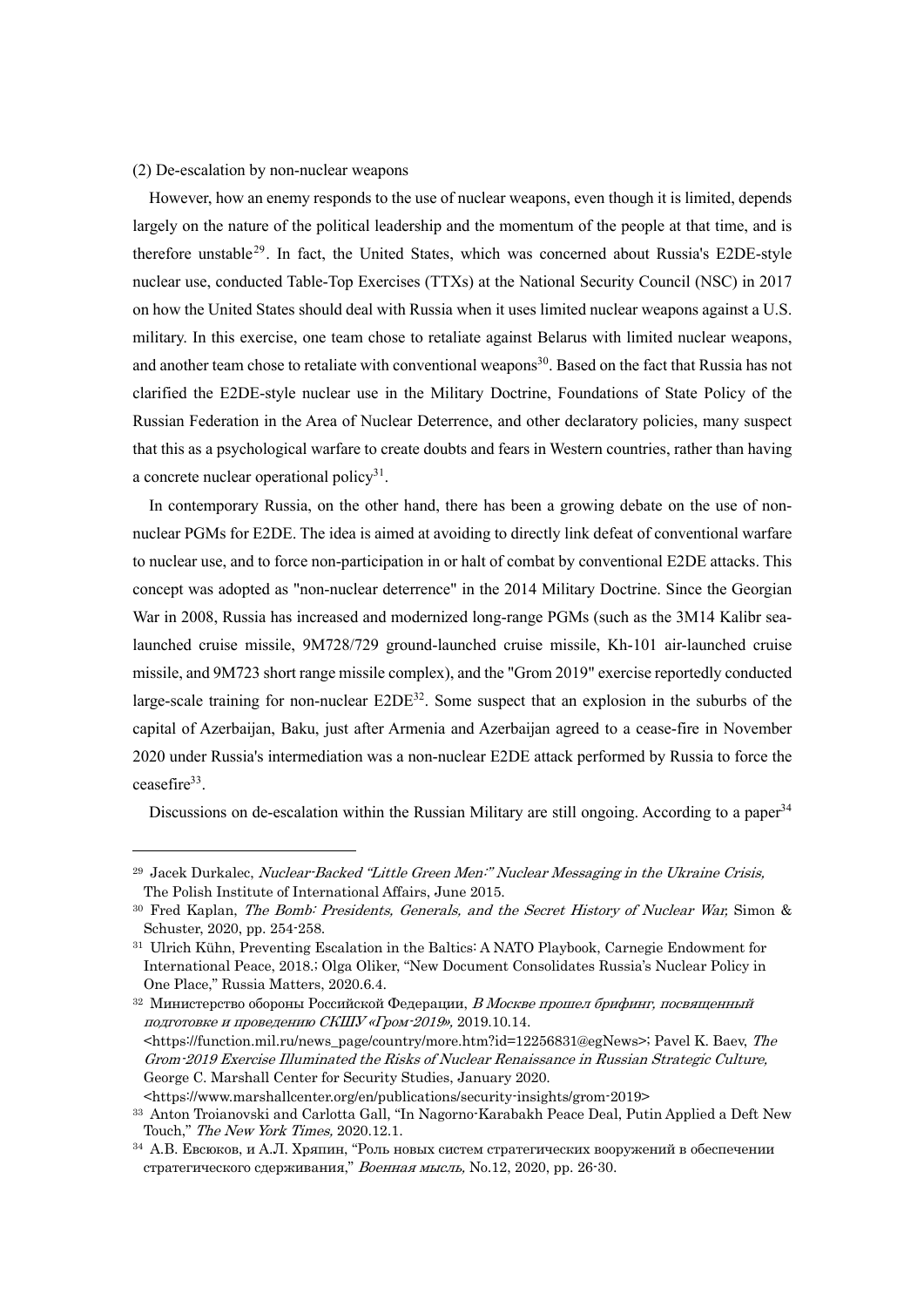(2) De-escalation by non-nuclear weapons

However, how an enemy responds to the use of nuclear weapons, even though it is limited, depends largely on the nature of the political leadership and the momentum of the people at that time, and is therefore unstable[29]. In fact, the United States, which was concerned about Russia's E2DE-style nuclear use, conducted Table-Top Exercises (TTXs) at the National Security Council (NSC) in 2017 on how the United States should deal with Russia when it uses limited nuclear weapons against a U.S. military. In this exercise, one team chose to retaliate against Belarus with limited nuclear weapons, and another team chose to retaliate with conventional weapons[30]. Based on the fact that Russia has not clarified the E2DE-style nuclear use in the Military Doctrine, Foundations of State Policy of the Russian Federation in the Area of Nuclear Deterrence, and other declaratory policies, many suspect that this as a psychological warfare to create doubts and fears in Western countries, rather than having a concrete nuclear operational policy[31].

In contemporary Russia, on the other hand, there has been a growing debate on the use of non-nuclear PGMs for E2DE. The idea is aimed at avoiding to directly link defeat of conventional warfare to nuclear use, and to force non-participation in or halt of combat by conventional E2DE attacks. This concept was adopted as "non-nuclear deterrence" in the 2014 Military Doctrine. Since the Georgian War in 2008, Russia has increased and modernized long-range PGMs (such as the 3M14 Kalibr sea-launched cruise missile, 9M728/729 ground-launched cruise missile, Kh-101 air-launched cruise missile, and 9M723 short range missile complex), and the "Grom 2019" exercise reportedly conducted large-scale training for non-nuclear E2DE[32]. Some suspect that an explosion in the suburbs of the capital of Azerbaijan, Baku, just after Armenia and Azerbaijan agreed to a cease-fire in November 2020 under Russia's intermediation was a non-nuclear E2DE attack performed by Russia to force the ceasefire[33].

Discussions on de-escalation within the Russian Military are still ongoing. According to a paper[34]

---

[29] Jacek Durkalec, *Nuclear-Backed "Little Green Men:" Nuclear Messaging in the Ukraine Crisis,* The Polish Institute of International Affairs, June 2015.

[30] Fred Kaplan, *The Bomb: Presidents, Generals, and the Secret History of Nuclear War,* Simon & Schuster, 2020, pp. 254-258.

[31] Ulrich Kühn, Preventing Escalation in the Baltics: A NATO Playbook, Carnegie Endowment for International Peace, 2018.; Olga Oliker, "New Document Consolidates Russia's Nuclear Policy in One Place," Russia Matters, 2020.6.4.

[32] Министерство обороны Российской Федерации, *В Москве прошел брифинг, посвященный подготовке и проведению СКШУ «Гром-2019»,* 2019.10.14. <https://function.mil.ru/news_page/country/more.htm?id=12256831@egNews>; Pavel K. Baev, *The Grom-2019 Exercise Illuminated the Risks of Nuclear Renaissance in Russian Strategic Culture,* George C. Marshall Center for Security Studies, January 2020. <https://www.marshallcenter.org/en/publications/security-insights/grom-2019>

[33] Anton Troianovski and Carlotta Gall, "In Nagorno-Karabakh Peace Deal, Putin Applied a Deft New Touch," *The New York Times,* 2020.12.1.

[34] А.В. Евсюков, и А.Л. Хряпин, "Роль новых систем стратегических вооружений в обеспечении стратегического сдерживания," *Военная мысль,* No.12, 2020, pp. 26-30.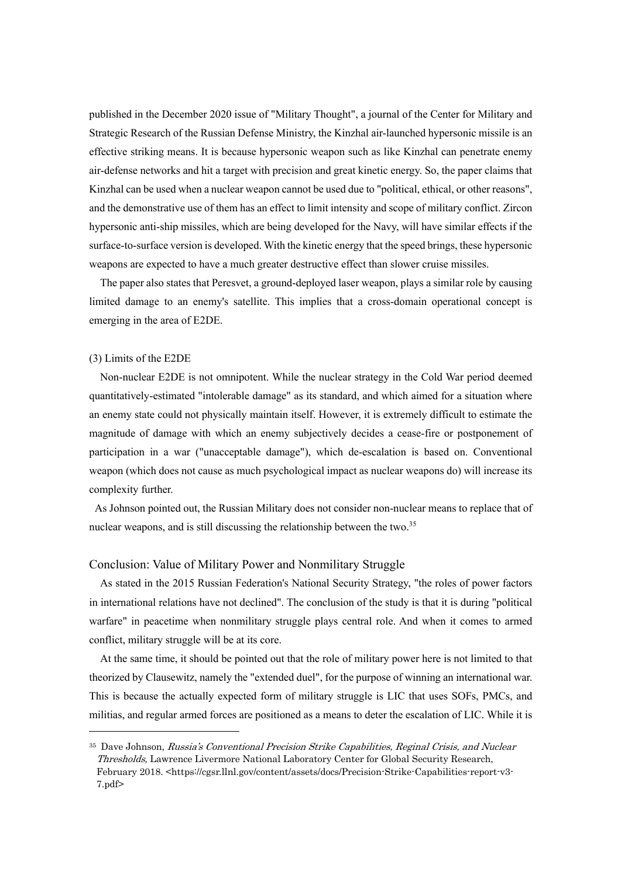published in the December 2020 issue of "Military Thought", a journal of the Center for Military and Strategic Research of the Russian Defense Ministry, the Kinzhal air-launched hypersonic missile is an effective striking means. It is because hypersonic weapon such as like Kinzhal can penetrate enemy air-defense networks and hit a target with precision and great kinetic energy. So, the paper claims that Kinzhal can be used when a nuclear weapon cannot be used due to "political, ethical, or other reasons", and the demonstrative use of them has an effect to limit intensity and scope of military conflict. Zircon hypersonic anti-ship missiles, which are being developed for the Navy, will have similar effects if the surface-to-surface version is developed. With the kinetic energy that the speed brings, these hypersonic weapons are expected to have a much greater destructive effect than slower cruise missiles.

The paper also states that Peresvet, a ground-deployed laser weapon, plays a similar role by causing limited damage to an enemy's satellite. This implies that a cross-domain operational concept is emerging in the area of E2DE.

(3) Limits of the E2DE

Non-nuclear E2DE is not omnipotent. While the nuclear strategy in the Cold War period deemed quantitatively-estimated "intolerable damage" as its standard, and which aimed for a situation where an enemy state could not physically maintain itself. However, it is extremely difficult to estimate the magnitude of damage with which an enemy subjectively decides a cease-fire or postponement of participation in a war ("unacceptable damage"), which de-escalation is based on. Conventional weapon (which does not cause as much psychological impact as nuclear weapons do) will increase its complexity further.

As Johnson pointed out, the Russian Military does not consider non-nuclear means to replace that of nuclear weapons, and is still discussing the relationship between the two.[35]

## Conclusion: Value of Military Power and Nonmilitary Struggle

As stated in the 2015 Russian Federation's National Security Strategy, "the roles of power factors in international relations have not declined". The conclusion of the study is that it is during "political warfare" in peacetime when nonmilitary struggle plays central role. And when it comes to armed conflict, military struggle will be at its core.

At the same time, it should be pointed out that the role of military power here is not limited to that theorized by Clausewitz, namely the "extended duel", for the purpose of winning an international war. This is because the actually expected form of military struggle is LIC that uses SOFs, PMCs, and militias, and regular armed forces are positioned as a means to deter the escalation of LIC. While it is

---

[35] Dave Johnson, *Russia's Conventional Precision Strike Capabilities, Reginal Crisis, and Nuclear Thresholds,* Lawrence Livermore National Laboratory Center for Global Security Research, February 2018. <https://cgsr.llnl.gov/content/assets/docs/Precision-Strike-Capabilities-report-v3-7.pdf>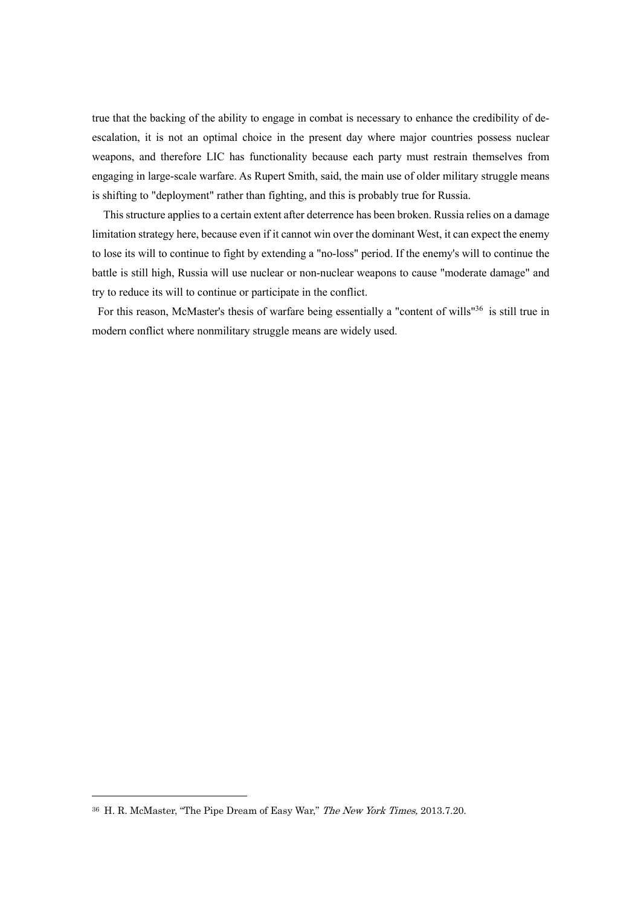true that the backing of the ability to engage in combat is necessary to enhance the credibility of de-escalation, it is not an optimal choice in the present day where major countries possess nuclear weapons, and therefore LIC has functionality because each party must restrain themselves from engaging in large-scale warfare. As Rupert Smith, said, the main use of older military struggle means is shifting to "deployment" rather than fighting, and this is probably true for Russia.

This structure applies to a certain extent after deterrence has been broken. Russia relies on a damage limitation strategy here, because even if it cannot win over the dominant West, it can expect the enemy to lose its will to continue to fight by extending a "no-loss" period. If the enemy's will to continue the battle is still high, Russia will use nuclear or non-nuclear weapons to cause "moderate damage" and try to reduce its will to continue or participate in the conflict.

For this reason, McMaster's thesis of warfare being essentially a "content of wills"[36] is still true in modern conflict where nonmilitary struggle means are widely used.

---

[36] H. R. McMaster, "The Pipe Dream of Easy War," *The New York Times,* 2013.7.20.